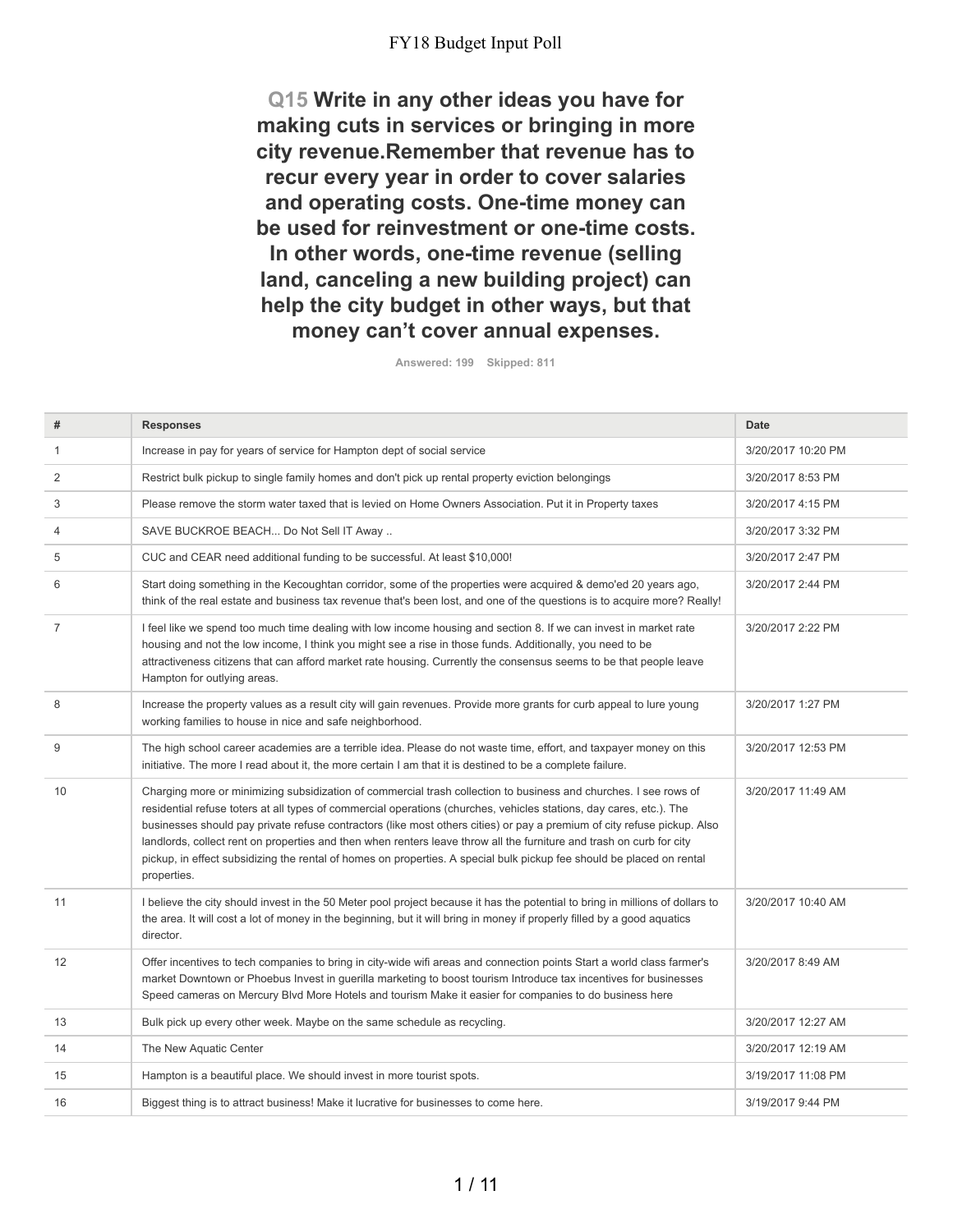# FY18 Budget Input Poll

## Q15 Write in any other ideas you have for making cuts in services or bringing in more city revenue.Remember that revenue has to recur every year in order to cover salaries and operating costs. One-time money can be used for reinvestment or one-time costs. In other words, one-time revenue (selling land, canceling a new building project) can help the city budget in other ways, but that money can't cover annual expenses.

Answered: 199 Skipped: 811

| # | Responses | Date |
| --- | --- | --- |
| 1 | Increase in pay for years of service for Hampton dept of social service | 3/20/2017 10:20 PM |
| 2 | Restrict bulk pickup to single family homes and don't pick up rental property eviction belongings | 3/20/2017 8:53 PM |
| 3 | Please remove the storm water taxed that is levied on Home Owners Association. Put it in Property taxes | 3/20/2017 4:15 PM |
| 4 | SAVE BUCKROE BEACH... Do Not Sell IT Away .. | 3/20/2017 3:32 PM |
| 5 | CUC and CEAR need additional funding to be successful. At least $10,000! | 3/20/2017 2:47 PM |
| 6 | Start doing something in the Kecoughtan corridor, some of the properties were acquired & demo'ed 20 years ago, think of the real estate and business tax revenue that's been lost, and one of the questions is to acquire more? Really! | 3/20/2017 2:44 PM |
| 7 | I feel like we spend too much time dealing with low income housing and section 8. If we can invest in market rate housing and not the low income, I think you might see a rise in those funds. Additionally, you need to be attractiveness citizens that can afford market rate housing. Currently the consensus seems to be that people leave Hampton for outlying areas. | 3/20/2017 2:22 PM |
| 8 | Increase the property values as a result city will gain revenues. Provide more grants for curb appeal to lure young working families to house in nice and safe neighborhood. | 3/20/2017 1:27 PM |
| 9 | The high school career academies are a terrible idea. Please do not waste time, effort, and taxpayer money on this initiative. The more I read about it, the more certain I am that it is destined to be a complete failure. | 3/20/2017 12:53 PM |
| 10 | Charging more or minimizing subsidization of commercial trash collection to business and churches. I see rows of residential refuse toters at all types of commercial operations (churches, vehicles stations, day cares, etc.). The businesses should pay private refuse contractors (like most others cities) or pay a premium of city refuse pickup. Also landlords, collect rent on properties and then when renters leave throw all the furniture and trash on curb for city pickup, in effect subsidizing the rental of homes on properties. A special bulk pickup fee should be placed on rental properties. | 3/20/2017 11:49 AM |
| 11 | I believe the city should invest in the 50 Meter pool project because it has the potential to bring in millions of dollars to the area. It will cost a lot of money in the beginning, but it will bring in money if properly filled by a good aquatics director. | 3/20/2017 10:40 AM |
| 12 | Offer incentives to tech companies to bring in city-wide wifi areas and connection points Start a world class farmer's market Downtown or Phoebus Invest in guerilla marketing to boost tourism Introduce tax incentives for businesses Speed cameras on Mercury Blvd More Hotels and tourism Make it easier for companies to do business here | 3/20/2017 8:49 AM |
| 13 | Bulk pick up every other week. Maybe on the same schedule as recycling. | 3/20/2017 12:27 AM |
| 14 | The New Aquatic Center | 3/20/2017 12:19 AM |
| 15 | Hampton is a beautiful place. We should invest in more tourist spots. | 3/19/2017 11:08 PM |
| 16 | Biggest thing is to attract business! Make it lucrative for businesses to come here. | 3/19/2017 9:44 PM |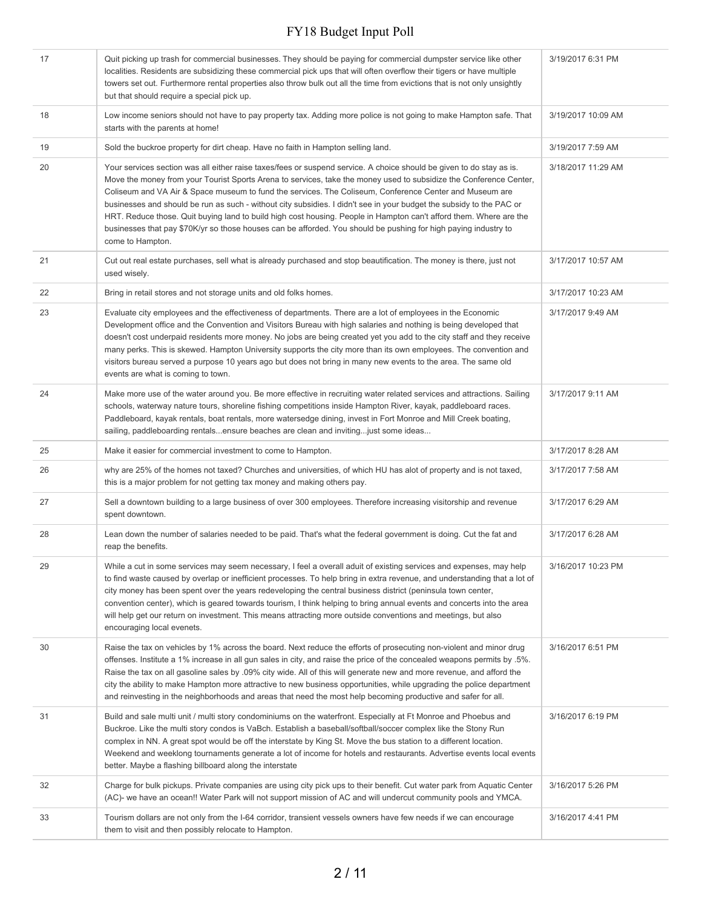| | | |
|---|---|---|
| 17 | Quit picking up trash for commercial businesses. They should be paying for commercial dumpster service like other localities. Residents are subsidizing these commercial pick ups that will often overflow their tigers or have multiple towers set out. Furthermore rental properties also throw bulk out all the time from evictions that is not only unsightly but that should require a special pick up. | 3/19/2017 6:31 PM |
| 18 | Low income seniors should not have to pay property tax. Adding more police is not going to make Hampton safe. That starts with the parents at home! | 3/19/2017 10:09 AM |
| 19 | Sold the buckroe property for dirt cheap. Have no faith in Hampton selling land. | 3/19/2017 7:59 AM |
| 20 | Your services section was all either raise taxes/fees or suspend service. A choice should be given to do stay as is. Move the money from your Tourist Sports Arena to services, take the money used to subsidize the Conference Center, Coliseum and VA Air & Space museum to fund the services. The Coliseum, Conference Center and Museum are businesses and should be run as such - without city subsidies. I didn't see in your budget the subsidy to the PAC or HRT. Reduce those. Quit buying land to build high cost housing. People in Hampton can't afford them. Where are the businesses that pay $70K/yr so those houses can be afforded. You should be pushing for high paying industry to come to Hampton. | 3/18/2017 11:29 AM |
| 21 | Cut out real estate purchases, sell what is already purchased and stop beautification. The money is there, just not used wisely. | 3/17/2017 10:57 AM |
| 22 | Bring in retail stores and not storage units and old folks homes. | 3/17/2017 10:23 AM |
| 23 | Evaluate city employees and the effectiveness of departments. There are a lot of employees in the Economic Development office and the Convention and Visitors Bureau with high salaries and nothing is being developed that doesn't cost underpaid residents more money. No jobs are being created yet you add to the city staff and they receive many perks. This is skewed. Hampton University supports the city more than its own employees. The convention and visitors bureau served a purpose 10 years ago but does not bring in many new events to the area. The same old events are what is coming to town. | 3/17/2017 9:49 AM |
| 24 | Make more use of the water around you. Be more effective in recruiting water related services and attractions. Sailing schools, waterway nature tours, shoreline fishing competitions inside Hampton River, kayak, paddleboard races. Paddleboard, kayak rentals, boat rentals, more watersedge dining, invest in Fort Monroe and Mill Creek boating, sailing, paddleboarding rentals...ensure beaches are clean and inviting...just some ideas... | 3/17/2017 9:11 AM |
| 25 | Make it easier for commercial investment to come to Hampton. | 3/17/2017 8:28 AM |
| 26 | why are 25% of the homes not taxed? Churches and universities, of which HU has alot of property and is not taxed, this is a major problem for not getting tax money and making others pay. | 3/17/2017 7:58 AM |
| 27 | Sell a downtown building to a large business of over 300 employees. Therefore increasing visitorship and revenue spent downtown. | 3/17/2017 6:29 AM |
| 28 | Lean down the number of salaries needed to be paid. That's what the federal government is doing. Cut the fat and reap the benefits. | 3/17/2017 6:28 AM |
| 29 | While a cut in some services may seem necessary, I feel a overall aduit of existing services and expenses, may help to find waste caused by overlap or inefficient processes. To help bring in extra revenue, and understanding that a lot of city money has been spent over the years redeveloping the central business district (peninsula town center, convention center), which is geared towards tourism, I think helping to bring annual events and concerts into the area will help get our return on investment. This means attracting more outside conventions and meetings, but also encouraging local evenets. | 3/16/2017 10:23 PM |
| 30 | Raise the tax on vehicles by 1% across the board. Next reduce the efforts of prosecuting non-violent and minor drug offenses. Institute a 1% increase in all gun sales in city, and raise the price of the concealed weapons permits by .5%. Raise the tax on all gasoline sales by .09% city wide. All of this will generate new and more revenue, and afford the city the ability to make Hampton more attractive to new business opportunities, while upgrading the police department and reinvesting in the neighborhoods and areas that need the most help becoming productive and safer for all. | 3/16/2017 6:51 PM |
| 31 | Build and sale multi unit / multi story condominiums on the waterfront. Especially at Ft Monroe and Phoebus and Buckroe. Like the multi story condos is VaBch. Establish a baseball/softball/soccer complex like the Stony Run complex in NN. A great spot would be off the interstate by King St. Move the bus station to a different location. Weekend and weeklong tournaments generate a lot of income for hotels and restaurants. Advertise events local events better. Maybe a flashing billboard along the interstate | 3/16/2017 6:19 PM |
| 32 | Charge for bulk pickups. Private companies are using city pick ups to their benefit. Cut water park from Aquatic Center (AC)- we have an ocean!! Water Park will not support mission of AC and will undercut community pools and YMCA. | 3/16/2017 5:26 PM |
| 33 | Tourism dollars are not only from the I-64 corridor, transient vessels owners have few needs if we can encourage them to visit and then possibly relocate to Hampton. | 3/16/2017 4:41 PM |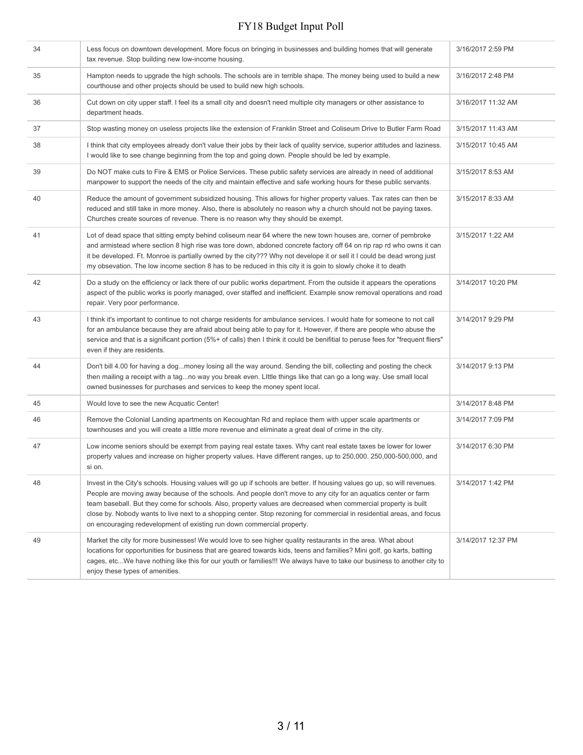| | | |
|---|---|---|
| 34 | Less focus on downtown development. More focus on bringing in businesses and building homes that will generate tax revenue. Stop building new low-income housing. | 3/16/2017 2:59 PM |
| 35 | Hampton needs to upgrade the high schools. The schools are in terrible shape. The money being used to build a new courthouse and other projects should be used to build new high schools. | 3/16/2017 2:48 PM |
| 36 | Cut down on city upper staff. I feel its a small city and doesn't need multiple city managers or other assistance to department heads. | 3/16/2017 11:32 AM |
| 37 | Stop wasting money on useless projects like the extension of Franklin Street and Coliseum Drive to Butler Farm Road | 3/15/2017 11:43 AM |
| 38 | I think that city employees already don't value their jobs by their lack of quality service, superior attitudes and laziness. I would like to see change beginning from the top and going down. People should be led by example. | 3/15/2017 10:45 AM |
| 39 | Do NOT make cuts to Fire & EMS or Police Services. These public safety services are already in need of additional manpower to support the needs of the city and maintain effective and safe working hours for these public servants. | 3/15/2017 8:53 AM |
| 40 | Reduce the amount of government subsidized housing. This allows for higher property values. Tax rates can then be reduced and still take in more money. Also, there is absolutely no reason why a church should not be paying taxes. Churches create sources of revenue. There is no reason why they should be exempt. | 3/15/2017 8:33 AM |
| 41 | Lot of dead space that sitting empty behind coliseum near 64 where the new town houses are, corner of pembroke and armistead where section 8 high rise was tore down, abdoned concrete factory off 64 on rip rap rd who owns it can it be developed. Ft. Monroe is partially owned by the city??? Why not develope it or sell it I could be dead wrong just my obsevation. The low income section 8 has to be reduced in this city it is goin to slowly choke it to death | 3/15/2017 1:22 AM |
| 42 | Do a study on the efficiency or lack there of our public works department. From the outside it appears the operations aspect of the public works is poorly managed, over staffed and inefficient. Example snow removal operations and road repair. Very poor performance. | 3/14/2017 10:20 PM |
| 43 | I think it's important to continue to not charge residents for ambulance services. I would hate for someone to not call for an ambulance because they are afraid about being able to pay for it. However, if there are people who abuse the service and that is a significant portion (5%+ of calls) then I think it could be benifitial to peruse fees for "frequent fliers" even if they are residents. | 3/14/2017 9:29 PM |
| 44 | Don't bill 4.00 for having a dog...money losing all the way around. Sending the bill, collecting and posting the check then mailing a receipt with a tag...no way you break even. LIttle things like that can go a long way. Use small local owned businesses for purchases and services to keep the money spent local. | 3/14/2017 9:13 PM |
| 45 | Would love to see the new Acquatic Center! | 3/14/2017 8:48 PM |
| 46 | Remove the Colonial Landing apartments on Kecoughtan Rd and replace them with upper scale apartments or townhouses and you will create a little more revenue and eliminate a great deal of crime in the city. | 3/14/2017 7:09 PM |
| 47 | Low income seniors should be exempt from paying real estate taxes. Why cant real estate taxes be lower for lower property values and increase on higher property values. Have different ranges, up to 250,000. 250,000-500,000, and si on. | 3/14/2017 6:30 PM |
| 48 | Invest in the City's schools. Housing values will go up if schools are better. If housing values go up, so will revenues. People are moving away because of the schools. And people don't move to any city for an aquatics center or farm team baseball. But they come for schools. Also, property values are decreased when commercial property is built close by. Nobody wants to live next to a shopping center. Stop rezoning for commercial in residential areas, and focus on encouraging redevelopment of existing run down commercial property. | 3/14/2017 1:42 PM |
| 49 | Market the city for more businesses! We would love to see higher quality restaurants in the area. What about locations for opportunities for business that are geared towards kids, teens and families? Mini golf, go karts, batting cages, etc...We have nothing like this for our youth or families!!! We always have to take our business to another city to enjoy these types of amenities. | 3/14/2017 12:37 PM |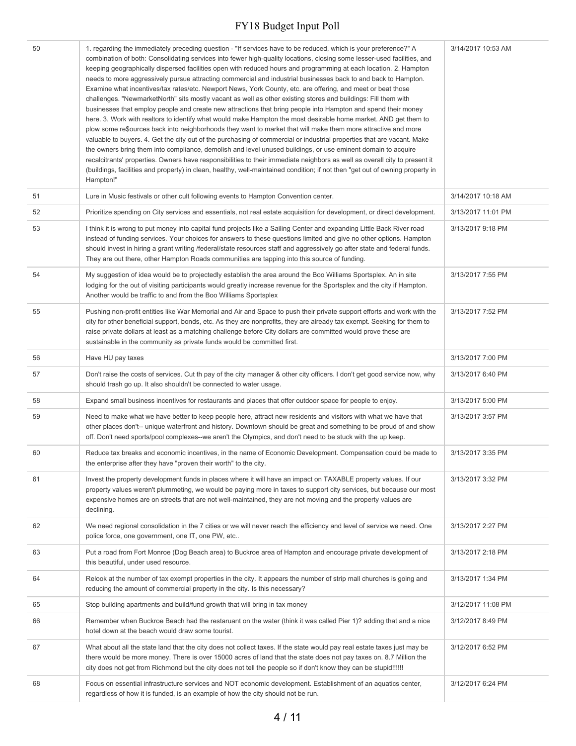| | | |
|---|---|---|
| 50 | 1. regarding the immediately preceding question - "If services have to be reduced, which is your preference?" A combination of both: Consolidating services into fewer high-quality locations, closing some lesser-used facilities, and keeping geographically dispersed facilities open with reduced hours and programming at each location. 2. Hampton needs to more aggressively pursue attracting commercial and industrial businesses back to and back to Hampton. Examine what incentives/tax rates/etc. Newport News, York County, etc. are offering, and meet or beat those challenges. "NewmarketNorth" sits mostly vacant as well as other existing stores and buildings: Fill them with businesses that employ people and create new attractions that bring people into Hampton and spend their money here. 3. Work with realtors to identify what would make Hampton the most desirable home market. AND get them to plow some re$ources back into neighborhoods they want to market that will make them more attractive and more valuable to buyers. 4. Get the city out of the purchasing of commercial or industrial properties that are vacant. Make the owners bring them into compliance, demolish and level unused buildings, or use eminent domain to acquire recalcitrants' properties. Owners have responsibilities to their immediate neighbors as well as overall city to present it (buildings, facilities and property) in clean, healthy, well-maintained condition; if not then "get out of owning property in Hampton!" | 3/14/2017 10:53 AM |
| 51 | Lure in Music festivals or other cult following events to Hampton Convention center. | 3/14/2017 10:18 AM |
| 52 | Prioritize spending on City services and essentials, not real estate acquisition for development, or direct development. | 3/13/2017 11:01 PM |
| 53 | I think it is wrong to put money into capital fund projects like a Sailing Center and expanding Little Back River road instead of funding services. Your choices for answers to these questions limited and give no other options. Hampton should invest in hiring a grant writing /federal/state resources staff and aggressively go after state and federal funds. They are out there, other Hampton Roads communities are tapping into this source of funding. | 3/13/2017 9:18 PM |
| 54 | My suggestion of idea would be to projectedly establish the area around the Boo Williams Sportsplex. An in site lodging for the out of visiting participants would greatly increase revenue for the Sportsplex and the city if Hampton. Another would be traffic to and from the Boo Williams Sportsplex | 3/13/2017 7:55 PM |
| 55 | Pushing non-profit entities like War Memorial and Air and Space to push their private support efforts and work with the city for other beneficial support, bonds, etc. As they are nonprofits, they are already tax exempt. Seeking for them to raise private dollars at least as a matching challenge before City dollars are committed would prove these are sustainable in the community as private funds would be committed first. | 3/13/2017 7:52 PM |
| 56 | Have HU pay taxes | 3/13/2017 7:00 PM |
| 57 | Don't raise the costs of services. Cut th pay of the city manager & other city officers. I don't get good service now, why should trash go up. It also shouldn't be connected to water usage. | 3/13/2017 6:40 PM |
| 58 | Expand small business incentives for restaurants and places that offer outdoor space for people to enjoy. | 3/13/2017 5:00 PM |
| 59 | Need to make what we have better to keep people here, attract new residents and visitors with what we have that other places don't-- unique waterfront and history. Downtown should be great and something to be proud of and show off. Don't need sports/pool complexes--we aren't the Olympics, and don't need to be stuck with the up keep. | 3/13/2017 3:57 PM |
| 60 | Reduce tax breaks and economic incentives, in the name of Economic Development. Compensation could be made to the enterprise after they have "proven their worth" to the city. | 3/13/2017 3:35 PM |
| 61 | Invest the property development funds in places where it will have an impact on TAXABLE property values. If our property values weren't plummeting, we would be paying more in taxes to support city services, but because our most expensive homes are on streets that are not well-maintained, they are not moving and the property values are declining. | 3/13/2017 3:32 PM |
| 62 | We need regional consolidation in the 7 cities or we will never reach the efficiency and level of service we need. One police force, one government, one IT, one PW, etc.. | 3/13/2017 2:27 PM |
| 63 | Put a road from Fort Monroe (Dog Beach area) to Buckroe area of Hampton and encourage private development of this beautiful, under used resource. | 3/13/2017 2:18 PM |
| 64 | Relook at the number of tax exempt properties in the city. It appears the number of strip mall churches is going and reducing the amount of commercial property in the city. Is this necessary? | 3/13/2017 1:34 PM |
| 65 | Stop building apartments and build/fund growth that will bring in tax money | 3/12/2017 11:08 PM |
| 66 | Remember when Buckroe Beach had the restauraunt on the water (think it was called Pier 1)? adding that and a nice hotel down at the beach would draw some tourist. | 3/12/2017 8:49 PM |
| 67 | What about all the state land that the city does not collect taxes. If the state would pay real estate taxes just may be there would be more money. There is over 15000 acres of land that the state does not pay taxes on. 8.7 Million the city does not get from Richmond but the city does not tell the people so if don't know they can be stupid!!!!!! | 3/12/2017 6:52 PM |
| 68 | Focus on essential infrastructure services and NOT economic development. Establishment of an aquatics center, regardless of how it is funded, is an example of how the city should not be run. | 3/12/2017 6:24 PM |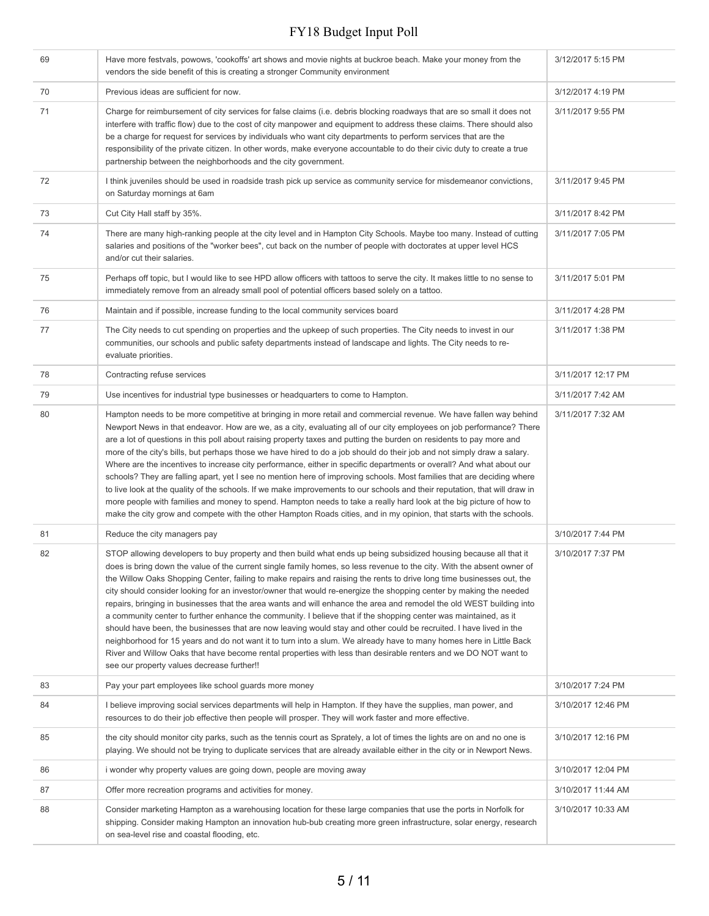| | | |
|---|---|---|
| 69 | Have more festvals, powows, 'cookoffs' art shows and movie nights at buckroe beach. Make your money from the vendors the side benefit of this is creating a stronger Community environment | 3/12/2017 5:15 PM |
| 70 | Previous ideas are sufficient for now. | 3/12/2017 4:19 PM |
| 71 | Charge for reimbursement of city services for false claims (i.e. debris blocking roadways that are so small it does not interfere with traffic flow) due to the cost of city manpower and equipment to address these claims. There should also be a charge for request for services by individuals who want city departments to perform services that are the responsibility of the private citizen. In other words, make everyone accountable to do their civic duty to create a true partnership between the neighborhoods and the city government. | 3/11/2017 9:55 PM |
| 72 | I think juveniles should be used in roadside trash pick up service as community service for misdemeanor convictions, on Saturday mornings at 6am | 3/11/2017 9:45 PM |
| 73 | Cut City Hall staff by 35%. | 3/11/2017 8:42 PM |
| 74 | There are many high-ranking people at the city level and in Hampton City Schools. Maybe too many. Instead of cutting salaries and positions of the "worker bees", cut back on the number of people with doctorates at upper level HCS and/or cut their salaries. | 3/11/2017 7:05 PM |
| 75 | Perhaps off topic, but I would like to see HPD allow officers with tattoos to serve the city. It makes little to no sense to immediately remove from an already small pool of potential officers based solely on a tattoo. | 3/11/2017 5:01 PM |
| 76 | Maintain and if possible, increase funding to the local community services board | 3/11/2017 4:28 PM |
| 77 | The City needs to cut spending on properties and the upkeep of such properties. The City needs to invest in our communities, our schools and public safety departments instead of landscape and lights. The City needs to re-evaluate priorities. | 3/11/2017 1:38 PM |
| 78 | Contracting refuse services | 3/11/2017 12:17 PM |
| 79 | Use incentives for industrial type businesses or headquarters to come to Hampton. | 3/11/2017 7:42 AM |
| 80 | Hampton needs to be more competitive at bringing in more retail and commercial revenue. We have fallen way behind Newport News in that endeavor. How are we, as a city, evaluating all of our city employees on job performance? There are a lot of questions in this poll about raising property taxes and putting the burden on residents to pay more and more of the city's bills, but perhaps those we have hired to do a job should do their job and not simply draw a salary. Where are the incentives to increase city performance, either in specific departments or overall? And what about our schools? They are falling apart, yet I see no mention here of improving schools. Most families that are deciding where to live look at the quality of the schools. If we make improvements to our schools and their reputation, that will draw in more people with families and money to spend. Hampton needs to take a really hard look at the big picture of how to make the city grow and compete with the other Hampton Roads cities, and in my opinion, that starts with the schools. | 3/11/2017 7:32 AM |
| 81 | Reduce the city managers pay | 3/10/2017 7:44 PM |
| 82 | STOP allowing developers to buy property and then build what ends up being subsidized housing because all that it does is bring down the value of the current single family homes, so less revenue to the city. With the absent owner of the Willow Oaks Shopping Center, failing to make repairs and raising the rents to drive long time businesses out, the city should consider looking for an investor/owner that would re-energize the shopping center by making the needed repairs, bringing in businesses that the area wants and will enhance the area and remodel the old WEST building into a community center to further enhance the community. I believe that if the shopping center was maintained, as it should have been, the businesses that are now leaving would stay and other could be recruited. I have lived in the neighborhood for 15 years and do not want it to turn into a slum. We already have to many homes here in Little Back River and Willow Oaks that have become rental properties with less than desirable renters and we DO NOT want to see our property values decrease further!! | 3/10/2017 7:37 PM |
| 83 | Pay your part employees like school guards more money | 3/10/2017 7:24 PM |
| 84 | I believe improving social services departments will help in Hampton. If they have the supplies, man power, and resources to do their job effective then people will prosper. They will work faster and more effective. | 3/10/2017 12:46 PM |
| 85 | the city should monitor city parks, such as the tennis court as Sprately, a lot of times the lights are on and no one is playing. We should not be trying to duplicate services that are already available either in the city or in Newport News. | 3/10/2017 12:16 PM |
| 86 | i wonder why property values are going down, people are moving away | 3/10/2017 12:04 PM |
| 87 | Offer more recreation programs and activities for money. | 3/10/2017 11:44 AM |
| 88 | Consider marketing Hampton as a warehousing location for these large companies that use the ports in Norfolk for shipping. Consider making Hampton an innovation hub-bub creating more green infrastructure, solar energy, research on sea-level rise and coastal flooding, etc. | 3/10/2017 10:33 AM |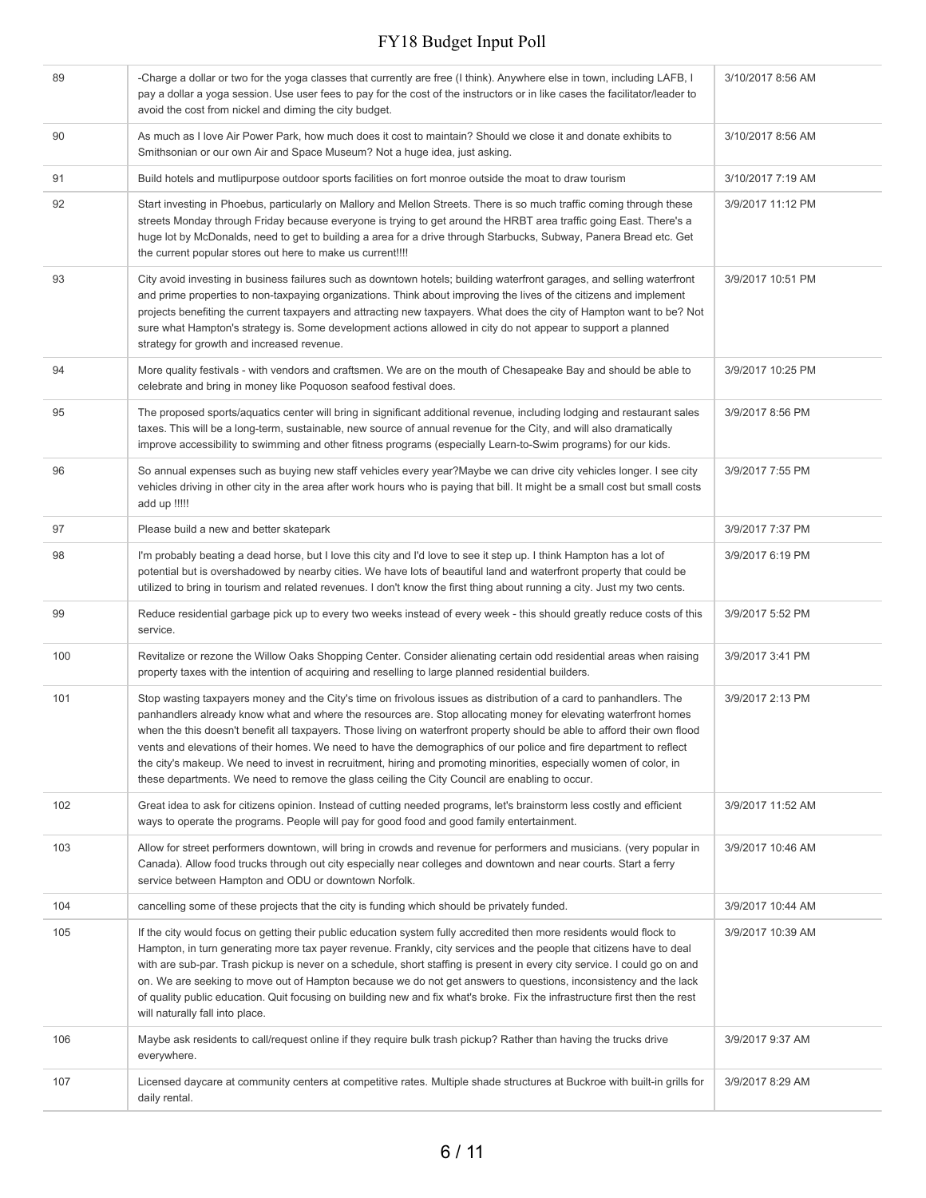| | | |
|---|---|---|
| 89 | -Charge a dollar or two for the yoga classes that currently are free (I think). Anywhere else in town, including LAFB, I pay a dollar a yoga session. Use user fees to pay for the cost of the instructors or in like cases the facilitator/leader to avoid the cost from nickel and diming the city budget. | 3/10/2017 8:56 AM |
| 90 | As much as I love Air Power Park, how much does it cost to maintain? Should we close it and donate exhibits to Smithsonian or our own Air and Space Museum? Not a huge idea, just asking. | 3/10/2017 8:56 AM |
| 91 | Build hotels and mutlipurpose outdoor sports facilities on fort monroe outside the moat to draw tourism | 3/10/2017 7:19 AM |
| 92 | Start investing in Phoebus, particularly on Mallory and Mellon Streets. There is so much traffic coming through these streets Monday through Friday because everyone is trying to get around the HRBT area traffic going East. There's a huge lot by McDonalds, need to get to building a area for a drive through Starbucks, Subway, Panera Bread etc. Get the current popular stores out here to make us current!!!! | 3/9/2017 11:12 PM |
| 93 | City avoid investing in business failures such as downtown hotels; building waterfront garages, and selling waterfront and prime properties to non-taxpaying organizations. Think about improving the lives of the citizens and implement projects benefiting the current taxpayers and attracting new taxpayers. What does the city of Hampton want to be? Not sure what Hampton's strategy is. Some development actions allowed in city do not appear to support a planned strategy for growth and increased revenue. | 3/9/2017 10:51 PM |
| 94 | More quality festivals - with vendors and craftsmen. We are on the mouth of Chesapeake Bay and should be able to celebrate and bring in money like Poquoson seafood festival does. | 3/9/2017 10:25 PM |
| 95 | The proposed sports/aquatics center will bring in significant additional revenue, including lodging and restaurant sales taxes. This will be a long-term, sustainable, new source of annual revenue for the City, and will also dramatically improve accessibility to swimming and other fitness programs (especially Learn-to-Swim programs) for our kids. | 3/9/2017 8:56 PM |
| 96 | So annual expenses such as buying new staff vehicles every year?Maybe we can drive city vehicles longer. I see city vehicles driving in other city in the area after work hours who is paying that bill. It might be a small cost but small costs add up !!!!! | 3/9/2017 7:55 PM |
| 97 | Please build a new and better skatepark | 3/9/2017 7:37 PM |
| 98 | I'm probably beating a dead horse, but I love this city and I'd love to see it step up. I think Hampton has a lot of potential but is overshadowed by nearby cities. We have lots of beautiful land and waterfront property that could be utilized to bring in tourism and related revenues. I don't know the first thing about running a city. Just my two cents. | 3/9/2017 6:19 PM |
| 99 | Reduce residential garbage pick up to every two weeks instead of every week - this should greatly reduce costs of this service. | 3/9/2017 5:52 PM |
| 100 | Revitalize or rezone the Willow Oaks Shopping Center. Consider alienating certain odd residential areas when raising property taxes with the intention of acquiring and reselling to large planned residential builders. | 3/9/2017 3:41 PM |
| 101 | Stop wasting taxpayers money and the City's time on frivolous issues as distribution of a card to panhandlers. The panhandlers already know what and where the resources are. Stop allocating money for elevating waterfront homes when the this doesn't benefit all taxpayers. Those living on waterfront property should be able to afford their own flood vents and elevations of their homes. We need to have the demographics of our police and fire department to reflect the city's makeup. We need to invest in recruitment, hiring and promoting minorities, especially women of color, in these departments. We need to remove the glass ceiling the City Council are enabling to occur. | 3/9/2017 2:13 PM |
| 102 | Great idea to ask for citizens opinion. Instead of cutting needed programs, let's brainstorm less costly and efficient ways to operate the programs. People will pay for good food and good family entertainment. | 3/9/2017 11:52 AM |
| 103 | Allow for street performers downtown, will bring in crowds and revenue for performers and musicians. (very popular in Canada). Allow food trucks through out city especially near colleges and downtown and near courts. Start a ferry service between Hampton and ODU or downtown Norfolk. | 3/9/2017 10:46 AM |
| 104 | cancelling some of these projects that the city is funding which should be privately funded. | 3/9/2017 10:44 AM |
| 105 | If the city would focus on getting their public education system fully accredited then more residents would flock to Hampton, in turn generating more tax payer revenue. Frankly, city services and the people that citizens have to deal with are sub-par. Trash pickup is never on a schedule, short staffing is present in every city service. I could go on and on. We are seeking to move out of Hampton because we do not get answers to questions, inconsistency and the lack of quality public education. Quit focusing on building new and fix what's broke. Fix the infrastructure first then the rest will naturally fall into place. | 3/9/2017 10:39 AM |
| 106 | Maybe ask residents to call/request online if they require bulk trash pickup? Rather than having the trucks drive everywhere. | 3/9/2017 9:37 AM |
| 107 | Licensed daycare at community centers at competitive rates. Multiple shade structures at Buckroe with built-in grills for daily rental. | 3/9/2017 8:29 AM |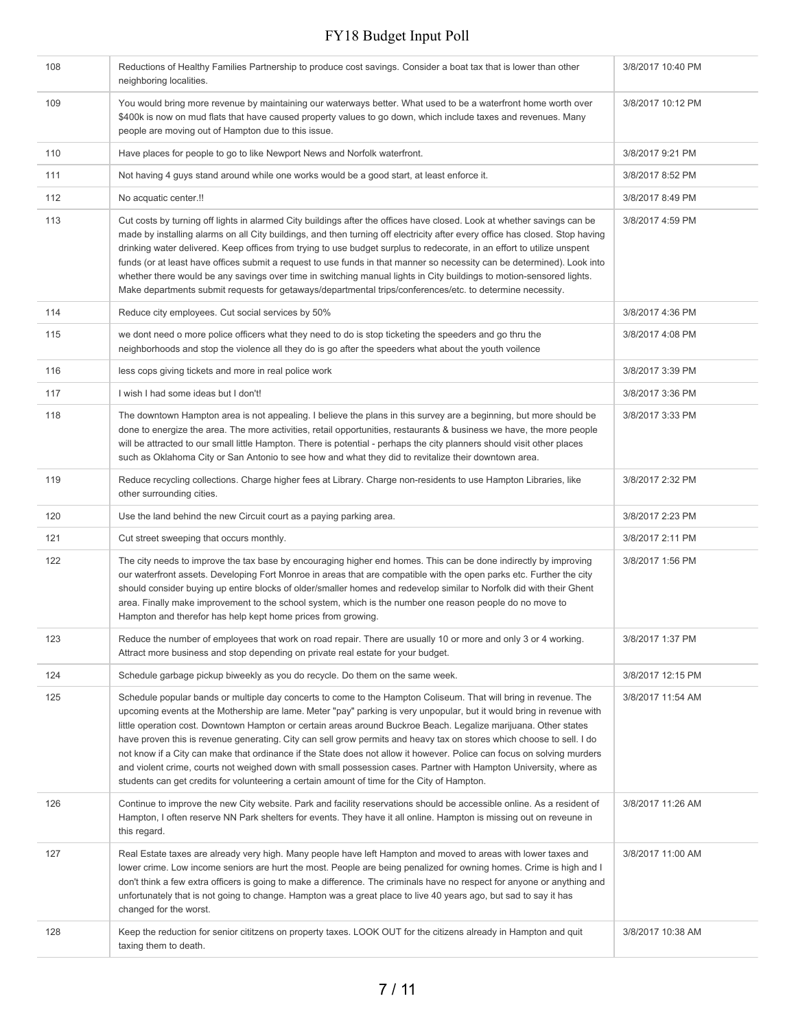| | | |
|---|---|---|
| 108 | Reductions of Healthy Families Partnership to produce cost savings. Consider a boat tax that is lower than other neighboring localities. | 3/8/2017 10:40 PM |
| 109 | You would bring more revenue by maintaining our waterways better. What used to be a waterfront home worth over $400k is now on mud flats that have caused property values to go down, which include taxes and revenues. Many people are moving out of Hampton due to this issue. | 3/8/2017 10:12 PM |
| 110 | Have places for people to go to like Newport News and Norfolk waterfront. | 3/8/2017 9:21 PM |
| 111 | Not having 4 guys stand around while one works would be a good start, at least enforce it. | 3/8/2017 8:52 PM |
| 112 | No acquatic center.!! | 3/8/2017 8:49 PM |
| 113 | Cut costs by turning off lights in alarmed City buildings after the offices have closed. Look at whether savings can be made by installing alarms on all City buildings, and then turning off electricity after every office has closed. Stop having drinking water delivered. Keep offices from trying to use budget surplus to redecorate, in an effort to utilize unspent funds (or at least have offices submit a request to use funds in that manner so necessity can be determined). Look into whether there would be any savings over time in switching manual lights in City buildings to motion-sensored lights. Make departments submit requests for getaways/departmental trips/conferences/etc. to determine necessity. | 3/8/2017 4:59 PM |
| 114 | Reduce city employees. Cut social services by 50% | 3/8/2017 4:36 PM |
| 115 | we dont need o more police officers what they need to do is stop ticketing the speeders and go thru the neighborhoods and stop the violence all they do is go after the speeders what about the youth voilence | 3/8/2017 4:08 PM |
| 116 | less cops giving tickets and more in real police work | 3/8/2017 3:39 PM |
| 117 | I wish I had some ideas but I don't! | 3/8/2017 3:36 PM |
| 118 | The downtown Hampton area is not appealing. I believe the plans in this survey are a beginning, but more should be done to energize the area. The more activities, retail opportunities, restaurants & business we have, the more people will be attracted to our small little Hampton. There is potential - perhaps the city planners should visit other places such as Oklahoma City or San Antonio to see how and what they did to revitalize their downtown area. | 3/8/2017 3:33 PM |
| 119 | Reduce recycling collections. Charge higher fees at Library. Charge non-residents to use Hampton Libraries, like other surrounding cities. | 3/8/2017 2:32 PM |
| 120 | Use the land behind the new Circuit court as a paying parking area. | 3/8/2017 2:23 PM |
| 121 | Cut street sweeping that occurs monthly. | 3/8/2017 2:11 PM |
| 122 | The city needs to improve the tax base by encouraging higher end homes. This can be done indirectly by improving our waterfront assets. Developing Fort Monroe in areas that are compatible with the open parks etc. Further the city should consider buying up entire blocks of older/smaller homes and redevelop similar to Norfolk did with their Ghent area. Finally make improvement to the school system, which is the number one reason people do no move to Hampton and therefor has help kept home prices from growing. | 3/8/2017 1:56 PM |
| 123 | Reduce the number of employees that work on road repair. There are usually 10 or more and only 3 or 4 working. Attract more business and stop depending on private real estate for your budget. | 3/8/2017 1:37 PM |
| 124 | Schedule garbage pickup biweekly as you do recycle. Do them on the same week. | 3/8/2017 12:15 PM |
| 125 | Schedule popular bands or multiple day concerts to come to the Hampton Coliseum. That will bring in revenue. The upcoming events at the Mothership are lame. Meter "pay" parking is very unpopular, but it would bring in revenue with little operation cost. Downtown Hampton or certain areas around Buckroe Beach. Legalize marijuana. Other states have proven this is revenue generating. City can sell grow permits and heavy tax on stores which choose to sell. I do not know if a City can make that ordinance if the State does not allow it however. Police can focus on solving murders and violent crime, courts not weighed down with small possession cases. Partner with Hampton University, where as students can get credits for volunteering a certain amount of time for the City of Hampton. | 3/8/2017 11:54 AM |
| 126 | Continue to improve the new City website. Park and facility reservations should be accessible online. As a resident of Hampton, I often reserve NN Park shelters for events. They have it all online. Hampton is missing out on reveune in this regard. | 3/8/2017 11:26 AM |
| 127 | Real Estate taxes are already very high. Many people have left Hampton and moved to areas with lower taxes and lower crime. Low income seniors are hurt the most. People are being penalized for owning homes. Crime is high and I don't think a few extra officers is going to make a difference. The criminals have no respect for anyone or anything and unfortunately that is not going to change. Hampton was a great place to live 40 years ago, but sad to say it has changed for the worst. | 3/8/2017 11:00 AM |
| 128 | Keep the reduction for senior cititzens on property taxes. LOOK OUT for the citizens already in Hampton and quit taxing them to death. | 3/8/2017 10:38 AM |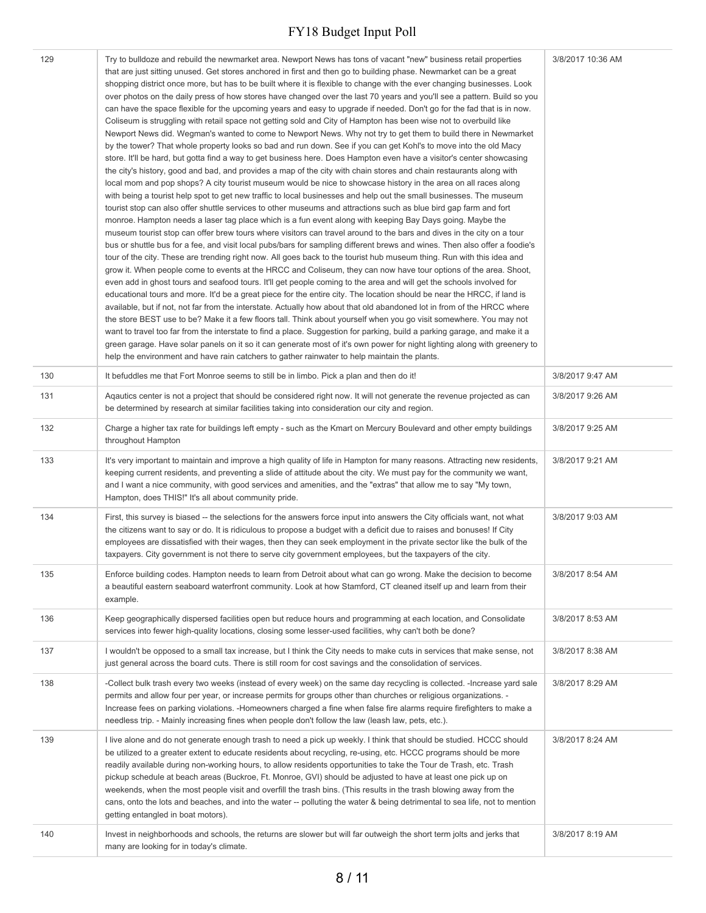| | | |
|---|---|---|
| 129 | Try to bulldoze and rebuild the newmarket area. Newport News has tons of vacant "new" business retail properties that are just sitting unused. Get stores anchored in first and then go to building phase. Newmarket can be a great shopping district once more, but has to be built where it is flexible to change with the ever changing businesses. Look over photos on the daily press of how stores have changed over the last 70 years and you'll see a pattern. Build so you can have the space flexible for the upcoming years and easy to upgrade if needed. Don't go for the fad that is in now. Coliseum is struggling with retail space not getting sold and City of Hampton has been wise not to overbuild like Newport News did. Wegman's wanted to come to Newport News. Why not try to get them to build there in Newmarket by the tower? That whole property looks so bad and run down. See if you can get Kohl's to move into the old Macy store. It'll be hard, but gotta find a way to get business here. Does Hampton even have a visitor's center showcasing the city's history, good and bad, and provides a map of the city with chain stores and chain restaurants along with local mom and pop shops? A city tourist museum would be nice to showcase history in the area on all races along with being a tourist help spot to get new traffic to local businesses and help out the small businesses. The museum tourist stop can also offer shuttle services to other museums and attractions such as blue bird gap farm and fort monroe. Hampton needs a laser tag place which is a fun event along with keeping Bay Days going. Maybe the museum tourist stop can offer brew tours where visitors can travel around to the bars and dives in the city on a tour bus or shuttle bus for a fee, and visit local pubs/bars for sampling different brews and wines. Then also offer a foodie's tour of the city. These are trending right now. All goes back to the tourist hub museum thing. Run with this idea and grow it. When people come to events at the HRCC and Coliseum, they can now have tour options of the area. Shoot, even add in ghost tours and seafood tours. It'll get people coming to the area and will get the schools involved for educational tours and more. It'd be a great piece for the entire city. The location should be near the HRCC, if land is available, but if not, not far from the interstate. Actually how about that old abandoned lot in from of the HRCC where the store BEST use to be? Make it a few floors tall. Think about yourself when you go visit somewhere. You may not want to travel too far from the interstate to find a place. Suggestion for parking, build a parking garage, and make it a green garage. Have solar panels on it so it can generate most of it's own power for night lighting along with greenery to help the environment and have rain catchers to gather rainwater to help maintain the plants. | 3/8/2017 10:36 AM |
| 130 | It befuddles me that Fort Monroe seems to still be in limbo. Pick a plan and then do it! | 3/8/2017 9:47 AM |
| 131 | Aqautics center is not a project that should be considered right now. It will not generate the revenue projected as can be determined by research at similar facilities taking into consideration our city and region. | 3/8/2017 9:26 AM |
| 132 | Charge a higher tax rate for buildings left empty - such as the Kmart on Mercury Boulevard and other empty buildings throughout Hampton | 3/8/2017 9:25 AM |
| 133 | It's very important to maintain and improve a high quality of life in Hampton for many reasons. Attracting new residents, keeping current residents, and preventing a slide of attitude about the city. We must pay for the community we want, and I want a nice community, with good services and amenities, and the "extras" that allow me to say "My town, Hampton, does THIS!" It's all about community pride. | 3/8/2017 9:21 AM |
| 134 | First, this survey is biased -- the selections for the answers force input into answers the City officials want, not what the citizens want to say or do. It is ridiculous to propose a budget with a deficit due to raises and bonuses! If City employees are dissatisfied with their wages, then they can seek employment in the private sector like the bulk of the taxpayers. City government is not there to serve city government employees, but the taxpayers of the city. | 3/8/2017 9:03 AM |
| 135 | Enforce building codes. Hampton needs to learn from Detroit about what can go wrong. Make the decision to become a beautiful eastern seaboard waterfront community. Look at how Stamford, CT cleaned itself up and learn from their example. | 3/8/2017 8:54 AM |
| 136 | Keep geographically dispersed facilities open but reduce hours and programming at each location, and Consolidate services into fewer high-quality locations, closing some lesser-used facilities, why can't both be done? | 3/8/2017 8:53 AM |
| 137 | I wouldn't be opposed to a small tax increase, but I think the City needs to make cuts in services that make sense, not just general across the board cuts. There is still room for cost savings and the consolidation of services. | 3/8/2017 8:38 AM |
| 138 | -Collect bulk trash every two weeks (instead of every week) on the same day recycling is collected. -Increase yard sale permits and allow four per year, or increase permits for groups other than churches or religious organizations. -Increase fees on parking violations. -Homeowners charged a fine when false fire alarms require firefighters to make a needless trip. - Mainly increasing fines when people don't follow the law (leash law, pets, etc.). | 3/8/2017 8:29 AM |
| 139 | I live alone and do not generate enough trash to need a pick up weekly. I think that should be studied. HCCC should be utilized to a greater extent to educate residents about recycling, re-using, etc. HCCC programs should be more readily available during non-working hours, to allow residents opportunities to take the Tour de Trash, etc. Trash pickup schedule at beach areas (Buckroe, Ft. Monroe, GVI) should be adjusted to have at least one pick up on weekends, when the most people visit and overfill the trash bins. (This results in the trash blowing away from the cans, onto the lots and beaches, and into the water -- polluting the water & being detrimental to sea life, not to mention getting entangled in boat motors). | 3/8/2017 8:24 AM |
| 140 | Invest in neighborhoods and schools, the returns are slower but will far outweigh the short term jolts and jerks that many are looking for in today's climate. | 3/8/2017 8:19 AM |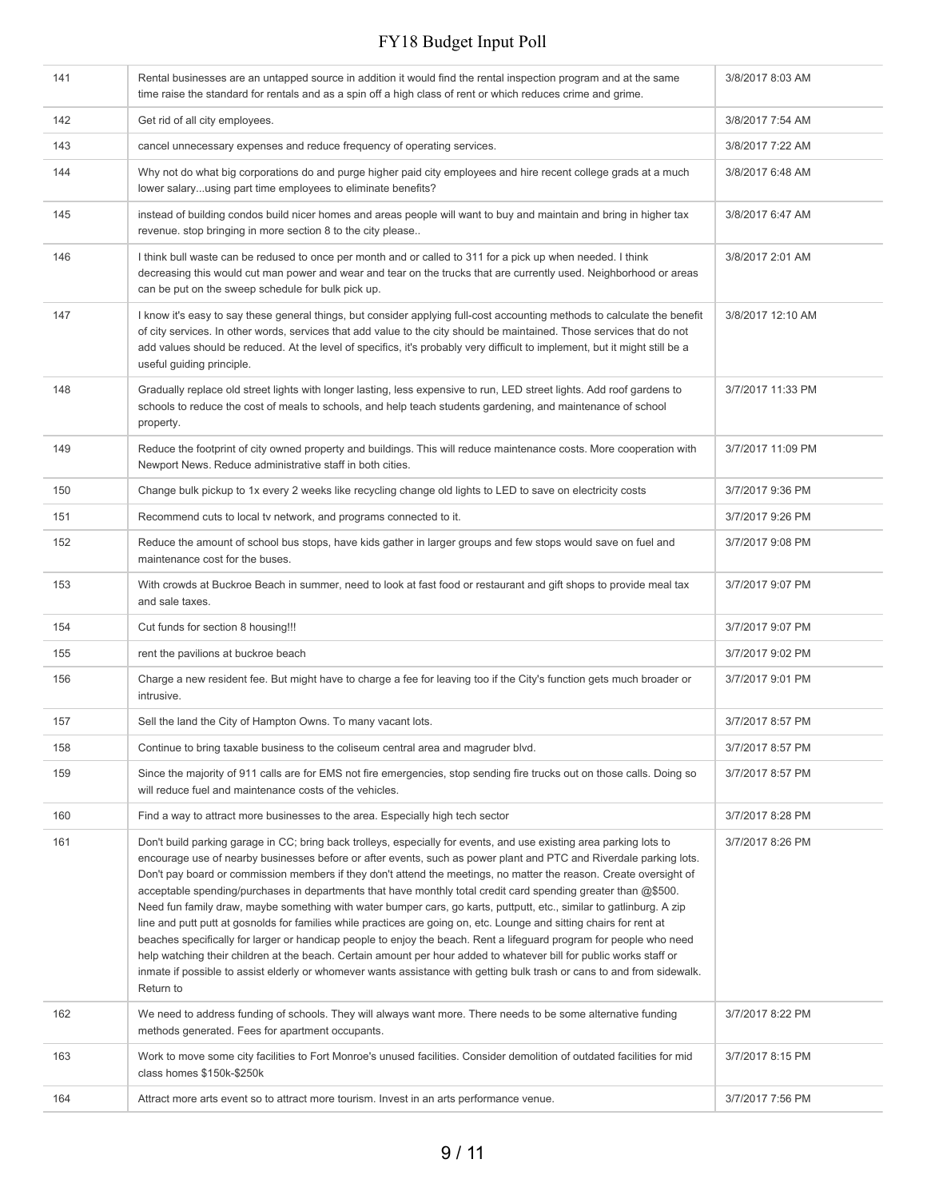| | | |
|---|---|---|
| 141 | Rental businesses are an untapped source in addition it would find the rental inspection program and at the same time raise the standard for rentals and as a spin off a high class of rent or which reduces crime and grime. | 3/8/2017 8:03 AM |
| 142 | Get rid of all city employees. | 3/8/2017 7:54 AM |
| 143 | cancel unnecessary expenses and reduce frequency of operating services. | 3/8/2017 7:22 AM |
| 144 | Why not do what big corporations do and purge higher paid city employees and hire recent college grads at a much lower salary...using part time employees to eliminate benefits? | 3/8/2017 6:48 AM |
| 145 | instead of building condos build nicer homes and areas people will want to buy and maintain and bring in higher tax revenue. stop bringing in more section 8 to the city please.. | 3/8/2017 6:47 AM |
| 146 | I think bull waste can be redused to once per month and or called to 311 for a pick up when needed. I think decreasing this would cut man power and wear and tear on the trucks that are currently used. Neighborhood or areas can be put on the sweep schedule for bulk pick up. | 3/8/2017 2:01 AM |
| 147 | I know it's easy to say these general things, but consider applying full-cost accounting methods to calculate the benefit of city services. In other words, services that add value to the city should be maintained. Those services that do not add values should be reduced. At the level of specifics, it's probably very difficult to implement, but it might still be a useful guiding principle. | 3/8/2017 12:10 AM |
| 148 | Gradually replace old street lights with longer lasting, less expensive to run, LED street lights. Add roof gardens to schools to reduce the cost of meals to schools, and help teach students gardening, and maintenance of school property. | 3/7/2017 11:33 PM |
| 149 | Reduce the footprint of city owned property and buildings. This will reduce maintenance costs. More cooperation with Newport News. Reduce administrative staff in both cities. | 3/7/2017 11:09 PM |
| 150 | Change bulk pickup to 1x every 2 weeks like recycling change old lights to LED to save on electricity costs | 3/7/2017 9:36 PM |
| 151 | Recommend cuts to local tv network, and programs connected to it. | 3/7/2017 9:26 PM |
| 152 | Reduce the amount of school bus stops, have kids gather in larger groups and few stops would save on fuel and maintenance cost for the buses. | 3/7/2017 9:08 PM |
| 153 | With crowds at Buckroe Beach in summer, need to look at fast food or restaurant and gift shops to provide meal tax and sale taxes. | 3/7/2017 9:07 PM |
| 154 | Cut funds for section 8 housing!!! | 3/7/2017 9:07 PM |
| 155 | rent the pavilions at buckroe beach | 3/7/2017 9:02 PM |
| 156 | Charge a new resident fee. But might have to charge a fee for leaving too if the City's function gets much broader or intrusive. | 3/7/2017 9:01 PM |
| 157 | Sell the land the City of Hampton Owns. To many vacant lots. | 3/7/2017 8:57 PM |
| 158 | Continue to bring taxable business to the coliseum central area and magruder blvd. | 3/7/2017 8:57 PM |
| 159 | Since the majority of 911 calls are for EMS not fire emergencies, stop sending fire trucks out on those calls. Doing so will reduce fuel and maintenance costs of the vehicles. | 3/7/2017 8:57 PM |
| 160 | Find a way to attract more businesses to the area. Especially high tech sector | 3/7/2017 8:28 PM |
| 161 | Don't build parking garage in CC; bring back trolleys, especially for events, and use existing area parking lots to encourage use of nearby businesses before or after events, such as power plant and PTC and Riverdale parking lots. Don't pay board or commission members if they don't attend the meetings, no matter the reason. Create oversight of acceptable spending/purchases in departments that have monthly total credit card spending greater than @$500. Need fun family draw, maybe something with water bumper cars, go karts, puttputt, etc., similar to gatlinburg. A zip line and putt putt at gosnolds for families while practices are going on, etc. Lounge and sitting chairs for rent at beaches specifically for larger or handicap people to enjoy the beach. Rent a lifeguard program for people who need help watching their children at the beach. Certain amount per hour added to whatever bill for public works staff or inmate if possible to assist elderly or whomever wants assistance with getting bulk trash or cans to and from sidewalk. Return to | 3/7/2017 8:26 PM |
| 162 | We need to address funding of schools. They will always want more. There needs to be some alternative funding methods generated. Fees for apartment occupants. | 3/7/2017 8:22 PM |
| 163 | Work to move some city facilities to Fort Monroe's unused facilities. Consider demolition of outdated facilities for mid class homes $150k-$250k | 3/7/2017 8:15 PM |
| 164 | Attract more arts event so to attract more tourism. Invest in an arts performance venue. | 3/7/2017 7:56 PM |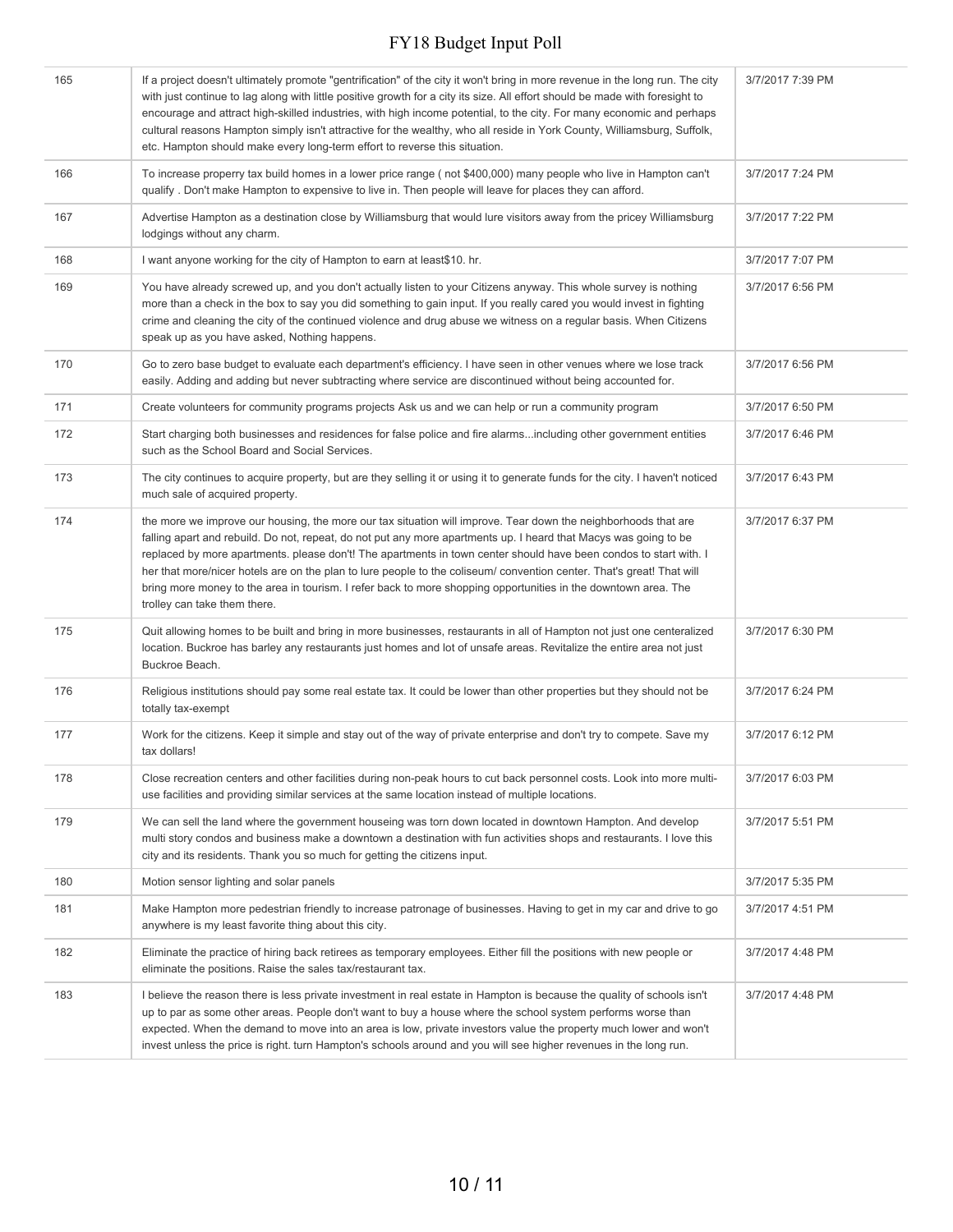| | | |
|---|---|---|
| 165 | If a project doesn't ultimately promote "gentrification" of the city it won't bring in more revenue in the long run. The city with just continue to lag along with little positive growth for a city its size. All effort should be made with foresight to encourage and attract high-skilled industries, with high income potential, to the city. For many economic and perhaps cultural reasons Hampton simply isn't attractive for the wealthy, who all reside in York County, Williamsburg, Suffolk, etc. Hampton should make every long-term effort to reverse this situation. | 3/7/2017 7:39 PM |
| 166 | To increase properry tax build homes in a lower price range ( not $400,000) many people who live in Hampton can't qualify . Don't make Hampton to expensive to live in. Then people will leave for places they can afford. | 3/7/2017 7:24 PM |
| 167 | Advertise Hampton as a destination close by Williamsburg that would lure visitors away from the pricey Williamsburg lodgings without any charm. | 3/7/2017 7:22 PM |
| 168 | I want anyone working for the city of Hampton to earn at least$10. hr. | 3/7/2017 7:07 PM |
| 169 | You have already screwed up, and you don't actually listen to your Citizens anyway. This whole survey is nothing more than a check in the box to say you did something to gain input. If you really cared you would invest in fighting crime and cleaning the city of the continued violence and drug abuse we witness on a regular basis. When Citizens speak up as you have asked, Nothing happens. | 3/7/2017 6:56 PM |
| 170 | Go to zero base budget to evaluate each department's efficiency. I have seen in other venues where we lose track easily. Adding and adding but never subtracting where service are discontinued without being accounted for. | 3/7/2017 6:56 PM |
| 171 | Create volunteers for community programs projects Ask us and we can help or run a community program | 3/7/2017 6:50 PM |
| 172 | Start charging both businesses and residences for false police and fire alarms...including other government entities such as the School Board and Social Services. | 3/7/2017 6:46 PM |
| 173 | The city continues to acquire property, but are they selling it or using it to generate funds for the city. I haven't noticed much sale of acquired property. | 3/7/2017 6:43 PM |
| 174 | the more we improve our housing, the more our tax situation will improve. Tear down the neighborhoods that are falling apart and rebuild. Do not, repeat, do not put any more apartments up. I heard that Macys was going to be replaced by more apartments. please don't! The apartments in town center should have been condos to start with. I her that more/nicer hotels are on the plan to lure people to the coliseum/ convention center. That's great! That will bring more money to the area in tourism. I refer back to more shopping opportunities in the downtown area. The trolley can take them there. | 3/7/2017 6:37 PM |
| 175 | Quit allowing homes to be built and bring in more businesses, restaurants in all of Hampton not just one centeralized location. Buckroe has barley any restaurants just homes and lot of unsafe areas. Revitalize the entire area not just Buckroe Beach. | 3/7/2017 6:30 PM |
| 176 | Religious institutions should pay some real estate tax. It could be lower than other properties but they should not be totally tax-exempt | 3/7/2017 6:24 PM |
| 177 | Work for the citizens. Keep it simple and stay out of the way of private enterprise and don't try to compete. Save my tax dollars! | 3/7/2017 6:12 PM |
| 178 | Close recreation centers and other facilities during non-peak hours to cut back personnel costs. Look into more multi-use facilities and providing similar services at the same location instead of multiple locations. | 3/7/2017 6:03 PM |
| 179 | We can sell the land where the government houseing was torn down located in downtown Hampton. And develop multi story condos and business make a downtown a destination with fun activities shops and restaurants. I love this city and its residents. Thank you so much for getting the citizens input. | 3/7/2017 5:51 PM |
| 180 | Motion sensor lighting and solar panels | 3/7/2017 5:35 PM |
| 181 | Make Hampton more pedestrian friendly to increase patronage of businesses. Having to get in my car and drive to go anywhere is my least favorite thing about this city. | 3/7/2017 4:51 PM |
| 182 | Eliminate the practice of hiring back retirees as temporary employees. Either fill the positions with new people or eliminate the positions. Raise the sales tax/restaurant tax. | 3/7/2017 4:48 PM |
| 183 | I believe the reason there is less private investment in real estate in Hampton is because the quality of schools isn't up to par as some other areas. People don't want to buy a house where the school system performs worse than expected. When the demand to move into an area is low, private investors value the property much lower and won't invest unless the price is right. turn Hampton's schools around and you will see higher revenues in the long run. | 3/7/2017 4:48 PM |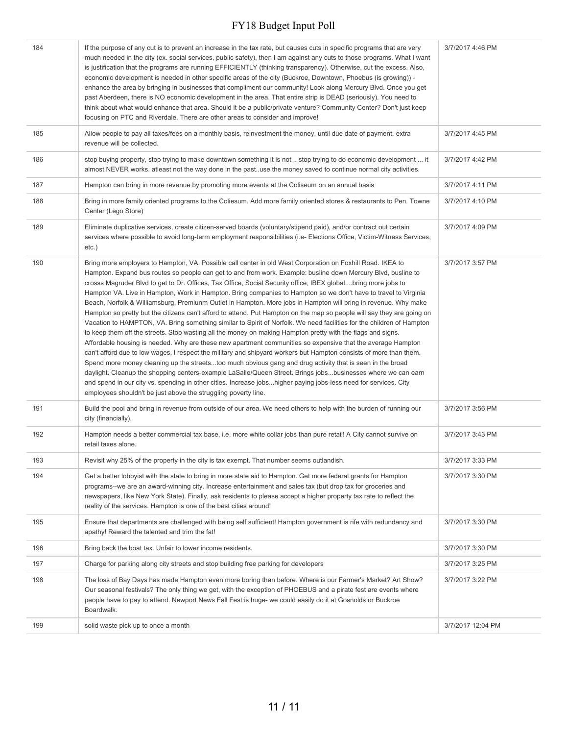| | | |
|---|---|---|
| 184 | If the purpose of any cut is to prevent an increase in the tax rate, but causes cuts in specific programs that are very much needed in the city (ex. social services, public safety), then I am against any cuts to those programs. What I want is justification that the programs are running EFFICIENTLY (thinking transparency). Otherwise, cut the excess. Also, economic development is needed in other specific areas of the city (Buckroe, Downtown, Phoebus (is growing)) - enhance the area by bringing in businesses that compliment our community! Look along Mercury Blvd. Once you get past Aberdeen, there is NO economic development in the area. That entire strip is DEAD (seriously). You need to think about what would enhance that area. Should it be a public/private venture? Community Center? Don't just keep focusing on PTC and Riverdale. There are other areas to consider and improve! | 3/7/2017 4:46 PM |
| 185 | Allow people to pay all taxes/fees on a monthly basis, reinvestment the money, until due date of payment. extra revenue will be collected. | 3/7/2017 4:45 PM |
| 186 | stop buying property, stop trying to make downtown something it is not .. stop trying to do economic development ... it almost NEVER works. atleast not the way done in the past..use the money saved to continue normal city activities. | 3/7/2017 4:42 PM |
| 187 | Hampton can bring in more revenue by promoting more events at the Coliseum on an annual basis | 3/7/2017 4:11 PM |
| 188 | Bring in more family oriented programs to the Coliesum. Add more family oriented stores & restaurants to Pen. Towne Center (Lego Store) | 3/7/2017 4:10 PM |
| 189 | Eliminate duplicative services, create citizen-served boards (voluntary/stipend paid), and/or contract out certain services where possible to avoid long-term employment responsibilities (i.e- Elections Office, Victim-Witness Services, etc.) | 3/7/2017 4:09 PM |
| 190 | Bring more employers to Hampton, VA. Possible call center in old West Corporation on Foxhill Road. IKEA to Hampton. Expand bus routes so people can get to and from work. Example: busline down Mercury Blvd, busline to crosss Magruder Blvd to get to Dr. Offices, Tax Office, Social Security office, IBEX global....bring more jobs to Hampton VA. Live in Hampton, Work in Hampton. Bring companies to Hampton so we don't have to travel to Virginia Beach, Norfolk & Williamsburg. Premiunm Outlet in Hampton. More jobs in Hampton will bring in revenue. Why make Hampton so pretty but the citizens can't afford to attend. Put Hampton on the map so people will say they are going on Vacation to HAMPTON, VA. Bring something similar to Spirit of Norfolk. We need facilities for the children of Hampton to keep them off the streets. Stop wasting all the money on making Hampton pretty with the flags and signs. Affordable housing is needed. Why are these new apartment communities so expensive that the average Hampton can't afford due to low wages. I respect the military and shipyard workers but Hampton consists of more than them. Spend more money cleaning up the streets...too much obvious gang and drug activity that is seen in the broad daylight. Cleanup the shopping centers-example LaSalle/Queen Street. Brings jobs...businesses where we can earn and spend in our city vs. spending in other cities. Increase jobs...higher paying jobs-less need for services. City employees shouldn't be just above the struggling poverty line. | 3/7/2017 3:57 PM |
| 191 | Build the pool and bring in revenue from outside of our area. We need others to help with the burden of running our city (financially). | 3/7/2017 3:56 PM |
| 192 | Hampton needs a better commercial tax base, i.e. more white collar jobs than pure retail! A City cannot survive on retail taxes alone. | 3/7/2017 3:43 PM |
| 193 | Revisit why 25% of the property in the city is tax exempt. That number seems outlandish. | 3/7/2017 3:33 PM |
| 194 | Get a better lobbyist with the state to bring in more state aid to Hampton. Get more federal grants for Hampton programs--we are an award-winning city. Increase entertainment and sales tax (but drop tax for groceries and newspapers, like New York State). Finally, ask residents to please accept a higher property tax rate to reflect the reality of the services. Hampton is one of the best cities around! | 3/7/2017 3:30 PM |
| 195 | Ensure that departments are challenged with being self sufficient! Hampton government is rife with redundancy and apathy! Reward the talented and trim the fat! | 3/7/2017 3:30 PM |
| 196 | Bring back the boat tax. Unfair to lower income residents. | 3/7/2017 3:30 PM |
| 197 | Charge for parking along city streets and stop building free parking for developers | 3/7/2017 3:25 PM |
| 198 | The loss of Bay Days has made Hampton even more boring than before. Where is our Farmer's Market? Art Show? Our seasonal festivals? The only thing we get, with the exception of PHOEBUS and a pirate fest are events where people have to pay to attend. Newport News Fall Fest is huge- we could easily do it at Gosnolds or Buckroe Boardwalk. | 3/7/2017 3:22 PM |
| 199 | solid waste pick up to once a month | 3/7/2017 12:04 PM |